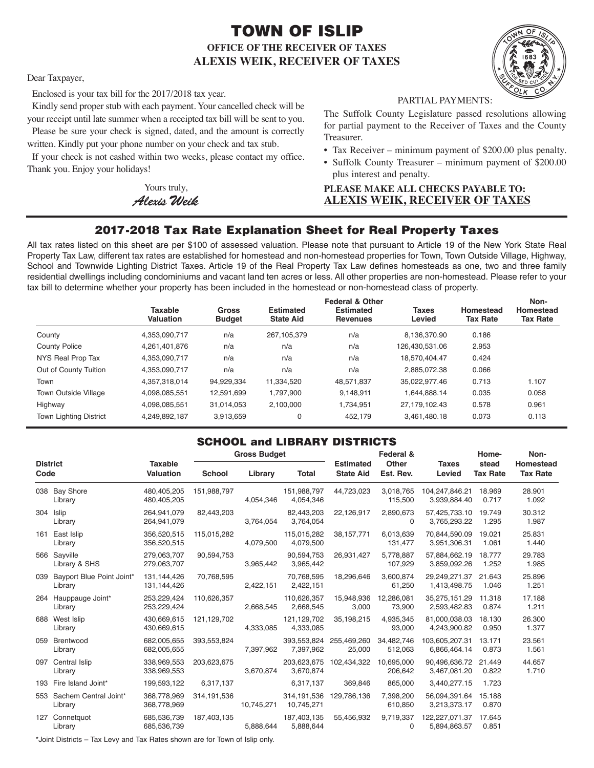# TOWN OF ISLIP

**OFFICE OF THE RECEIVER OF TAXES**
**ALEXIS WEIK, RECEIVER OF TAXES**

Dear Taxpayer,

Enclosed is your tax bill for the 2017/2018 tax year.

Kindly send proper stub with each payment. Your cancelled check will be your receipt until late summer when a receipted tax bill will be sent to you.

Please be sure your check is signed, dated, and the amount is correctly written. Kindly put your phone number on your check and tax stub.

If your check is not cashed within two weeks, please contact my office. Thank you. Enjoy your holidays!

Yours truly,
*Alexis Weik*

PARTIAL PAYMENTS:

The Suffolk County Legislature passed resolutions allowing for partial payment to the Receiver of Taxes and the County Treasurer.

- Tax Receiver – minimum payment of $200.00 plus penalty.
- Suffolk County Treasurer – minimum payment of $200.00 plus interest and penalty.

**PLEASE MAKE ALL CHECKS PAYABLE TO:**
**ALEXIS WEIK, RECEIVER OF TAXES**

## 2017-2018 Tax Rate Explanation Sheet for Real Property Taxes

All tax rates listed on this sheet are per $100 of assessed valuation. Please note that pursuant to Article 19 of the New York State Real Property Tax Law, different tax rates are established for homestead and non-homestead properties for Town, Town Outside Village, Highway, School and Townwide Lighting District Taxes. Article 19 of the Real Property Tax Law defines homesteads as one, two and three family residential dwellings including condominiums and vacant land ten acres or less. All other properties are non-homestead. Please refer to your tax bill to determine whether your property has been included in the homestead or non-homestead class of property.

| | Taxable Valuation | Gross Budget | Estimated State Aid | Federal & Other Estimated Revenues | Taxes Levied | Homestead Tax Rate | Non-Homestead Tax Rate |
|---|---|---|---|---|---|---|---|
| County | 4,353,090,717 | n/a | 267,105,379 | n/a | 8,136,370.90 | 0.186 | |
| County Police | 4,261,401,876 | n/a | n/a | n/a | 126,430,531.06 | 2.953 | |
| NYS Real Prop Tax | 4,353,090,717 | n/a | n/a | n/a | 18,570,404.47 | 0.424 | |
| Out of County Tuition | 4,353,090,717 | n/a | n/a | n/a | 2,885,072.38 | 0.066 | |
| Town | 4,357,318,014 | 94,929,334 | 11,334,520 | 48,571,837 | 35,022,977.46 | 0.713 | 1.107 |
| Town Outside Village | 4,098,085,551 | 12,591,699 | 1,797,900 | 9,148,911 | 1,644,888.14 | 0.035 | 0.058 |
| Highway | 4,098,085,551 | 31,014,053 | 2,100,000 | 1,734,951 | 27,179,102.43 | 0.578 | 0.961 |
| Town Lighting District | 4,249,892,187 | 3,913,659 | 0 | 452,179 | 3,461,480.18 | 0.073 | 0.113 |

## SCHOOL and LIBRARY DISTRICTS

| District Code | | Taxable Valuation | Gross Budget | | | Estimated State Aid | Federal & Other Est. Rev. | Taxes Levied | Homestead Tax Rate | Non-Homestead Tax Rate |
|---|---|---|---|---|---|---|---|---|---|---|
| | | | School | Library | Total | | | | | |
| 038 | Bay Shore | 480,405,205 | 151,988,797 | | 151,988,797 | 44,723,023 | 3,018,765 | 104,247,846.21 | 18.969 | 28.901 |
| | Library | 480,405,205 | | 4,054,346 | 4,054,346 | | 115,500 | 3,939,884.40 | 0.717 | 1.092 |
| 304 | Islip | 264,941,079 | 82,443,203 | | 82,443,203 | 22,126,917 | 2,890,673 | 57,425,733.10 | 19.749 | 30.312 |
| | Library | 264,941,079 | | 3,764,054 | 3,764,054 | | 0 | 3,765,293.22 | 1.295 | 1.987 |
| 161 | East Islip | 356,520,515 | 115,015,282 | | 115,015,282 | 38,157,771 | 6,013,639 | 70,844,590.09 | 19.021 | 25.831 |
| | Library | 356,520,515 | | 4,079,500 | 4,079,500 | | 131,477 | 3,951,306.31 | 1.061 | 1.440 |
| 566 | Sayville | 279,063,707 | 90,594,753 | | 90,594,753 | 26,931,427 | 5,778,887 | 57,884,662.19 | 18.777 | 29.783 |
| | Library & SHS | 279,063,707 | | 3,965,442 | 3,965,442 | | 107,929 | 3,859,092.26 | 1.252 | 1.985 |
| 039 | Bayport Blue Point Joint* | 131,144,426 | 70,768,595 | | 70,768,595 | 18,296,646 | 3,600,874 | 29,249,271.37 | 21.643 | 25.896 |
| | Library | 131,144,426 | | 2,422,151 | 2,422,151 | | 61,250 | 1,413,498.75 | 1.046 | 1.251 |
| 264 | Hauppauge Joint* | 253,229,424 | 110,626,357 | | 110,626,357 | 15,948,936 | 12,286,081 | 35,275,151.29 | 11.318 | 17.188 |
| | Library | 253,229,424 | | 2,668,545 | 2,668,545 | 3,000 | 73,900 | 2,593,482.83 | 0.874 | 1.211 |
| 688 | West Islip | 430,669,615 | 121,129,702 | | 121,129,702 | 35,198,215 | 4,935,345 | 81,000,038.03 | 18.130 | 26.300 |
| | Library | 430,669,615 | | 4,333,085 | 4,333,085 | | 93,000 | 4,243,900.82 | 0.950 | 1.377 |
| 059 | Brentwood | 682,005,655 | 393,553,824 | | 393,553,824 | 255,469,260 | 34,482,746 | 103,605,207.31 | 13.171 | 23.561 |
| | Library | 682,005,655 | | 7,397,962 | 7,397,962 | 25,000 | 512,063 | 6,866,464.14 | 0.873 | 1.561 |
| 097 | Central Islip | 338,969,553 | 203,623,675 | | 203,623,675 | 102,434,322 | 10,695,000 | 90,496,636.72 | 21.449 | 44.657 |
| | Library | 338,969,553 | | 3,670,874 | 3,670,874 | | 206,642 | 3,467,081.20 | 0.822 | 1.710 |
| 193 | Fire Island Joint* | 199,593,122 | 6,317,137 | | 6,317,137 | 369,846 | 865,000 | 3,440,277.15 | 1.723 | |
| 553 | Sachem Central Joint* | 368,778,969 | 314,191,536 | | 314,191,536 | 129,786,136 | 7,398,200 | 56,094,391.64 | 15.188 | |
| | Library | 368,778,969 | | 10,745,271 | 10,745,271 | | 610,850 | 3,213,373.17 | 0.870 | |
| 127 | Connetquot | 685,536,739 | 187,403,135 | | 187,403,135 | 55,456,932 | 9,719,337 | 122,227,071.37 | 17.645 | |
| | Library | 685,536,739 | | 5,888,644 | 5,888,644 | | 0 | 5,894,863.57 | 0.851 | |

*Joint Districts – Tax Levy and Tax Rates shown are for Town of Islip only.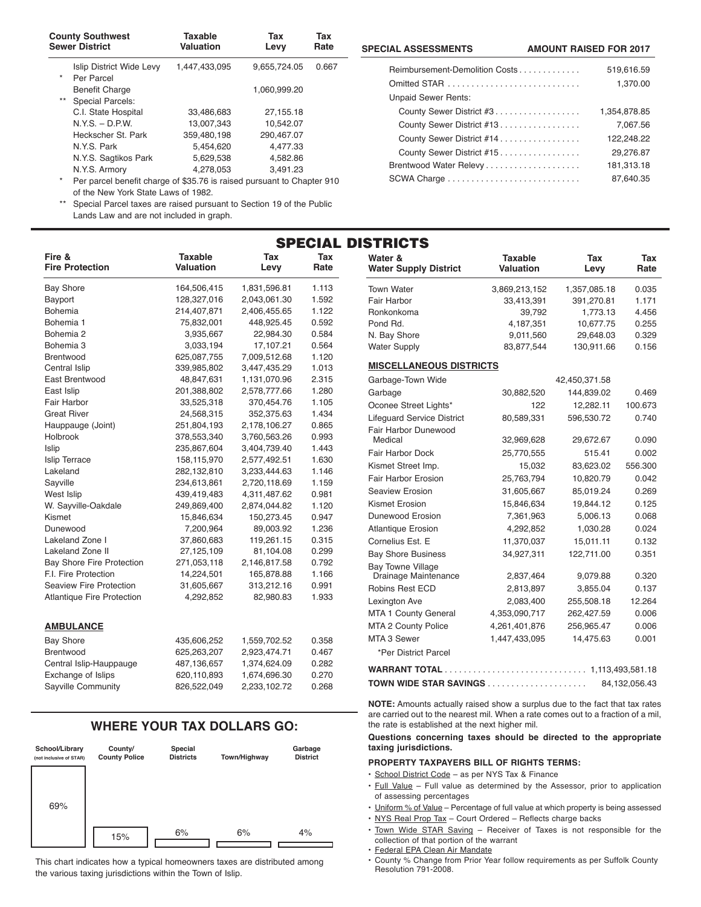| County Southwest Sewer District | Taxable Valuation | Tax Levy | Tax Rate |
|---|---|---|---|
| Islip District Wide Levy | 1,447,433,095 | 9,655,724.05 | 0.667 |
| * Per Parcel Benefit Charge | | 1,060,999.20 | |
| ** Special Parcels: | | | |
| C.I. State Hospital | 33,486,683 | 27,155.18 | |
| N.Y.S. – D.P.W. | 13,007,343 | 10,542.07 | |
| Heckscher St. Park | 359,480,198 | 290,467.07 | |
| N.Y.S. Park | 5,454,620 | 4,477.33 | |
| N.Y.S. Sagtikos Park | 5,629,538 | 4,582.86 | |
| N.Y.S. Armory | 4,278,053 | 3,491.23 | |

* Per parcel benefit charge of $35.76 is raised pursuant to Chapter 910 of the New York State Laws of 1982.

** Special Parcel taxes are raised pursuant to Section 19 of the Public Lands Law and are not included in graph.

| SPECIAL ASSESSMENTS | AMOUNT RAISED FOR 2017 |
|---|---|
| Reimbursement-Demolition Costs | 519,616.59 |
| Omitted STAR | 1,370.00 |
| Unpaid Sewer Rents: | |
| County Sewer District #3 | 1,354,878.85 |
| County Sewer District #13 | 7,067.56 |
| County Sewer District #14 | 122,248.22 |
| County Sewer District #15 | 29,276.87 |
| Brentwood Water Relevy | 181,313.18 |
| SCWA Charge | 87,640.35 |

# SPECIAL DISTRICTS

| Fire & Fire Protection | Taxable Valuation | Tax Levy | Tax Rate |
|---|---|---|---|
| Bay Shore | 164,506,415 | 1,831,596.81 | 1.113 |
| Bayport | 128,327,016 | 2,043,061.30 | 1.592 |
| Bohemia | 214,407,871 | 2,406,455.65 | 1.122 |
| Bohemia 1 | 75,832,001 | 448,925.45 | 0.592 |
| Bohemia 2 | 3,935,667 | 22,984.30 | 0.584 |
| Bohemia 3 | 3,033,194 | 17,107.21 | 0.564 |
| Brentwood | 625,087,755 | 7,009,512.68 | 1.120 |
| Central Islip | 339,985,802 | 3,447,435.29 | 1.013 |
| East Brentwood | 48,847,631 | 1,131,070.96 | 2.315 |
| East Islip | 201,388,802 | 2,578,777.66 | 1.280 |
| Fair Harbor | 33,525,318 | 370,454.76 | 1.105 |
| Great River | 24,568,315 | 352,375.63 | 1.434 |
| Hauppauge (Joint) | 251,804,193 | 2,178,106.27 | 0.865 |
| Holbrook | 378,553,340 | 3,760,563.26 | 0.993 |
| Islip | 235,867,604 | 3,404,739.40 | 1.443 |
| Islip Terrace | 158,115,970 | 2,577,492.51 | 1.630 |
| Lakeland | 282,132,810 | 3,233,444.63 | 1.146 |
| Sayville | 234,613,861 | 2,720,118.69 | 1.159 |
| West Islip | 439,419,483 | 4,311,487.62 | 0.981 |
| W. Sayville-Oakdale | 249,869,400 | 2,874,044.82 | 1.120 |
| Kismet | 15,846,634 | 150,273.45 | 0.947 |
| Dunewood | 7,200,964 | 89,003.92 | 1.236 |
| Lakeland Zone I | 37,860,683 | 119,261.15 | 0.315 |
| Lakeland Zone II | 27,125,109 | 81,104.08 | 0.299 |
| Bay Shore Fire Protection | 271,053,118 | 2,146,817.58 | 0.792 |
| F.I. Fire Protection | 14,224,501 | 165,878.88 | 1.166 |
| Seaview Fire Protection | 31,605,667 | 313,212.16 | 0.991 |
| Atlantique Fire Protection | 4,292,852 | 82,980.83 | 1.933 |

**AMBULANCE**

| | | | |
|---|---|---|---|
| Bay Shore | 435,606,252 | 1,559,702.52 | 0.358 |
| Brentwood | 625,263,207 | 2,923,474.71 | 0.467 |
| Central Islip-Hauppauge | 487,136,657 | 1,374,624.09 | 0.282 |
| Exchange of Islips | 620,110,893 | 1,674,696.30 | 0.270 |
| Sayville Community | 826,522,049 | 2,233,102.72 | 0.268 |

## WHERE YOUR TAX DOLLARS GO:

School/Library (not inclusive of STAR)
County/ County Police
Special Districts
Town/Highway
Garbage District
69%
15%
6%
6%
4%

This chart indicates how a typical homeowners taxes are distributed among the various taxing jurisdictions within the Town of Islip.

| Water & Water Supply District | Taxable Valuation | Tax Levy | Tax Rate |
|---|---|---|---|
| Town Water | 3,869,213,152 | 1,357,085.18 | 0.035 |
| Fair Harbor | 33,413,391 | 391,270.81 | 1.171 |
| Ronkonkoma | 39,792 | 1,773.13 | 4.456 |
| Pond Rd. | 4,187,351 | 10,677.75 | 0.255 |
| N. Bay Shore | 9,011,560 | 29,648.03 | 0.329 |
| Water Supply | 83,877,544 | 130,911.66 | 0.156 |
| **MISCELLANEOUS DISTRICTS** | | | |
| Garbage-Town Wide | | 42,450,371.58 | |
| Garbage | 30,882,520 | 144,839.02 | 0.469 |
| Oconee Street Lights* | 122 | 12,282.11 | 100.673 |
| Lifeguard Service District | 80,589,331 | 596,530.72 | 0.740 |
| Fair Harbor Dunewood Medical | 32,969,628 | 29,672.67 | 0.090 |
| Fair Harbor Dock | 25,770,555 | 515.41 | 0.002 |
| Kismet Street Imp. | 15,032 | 83,623.02 | 556.300 |
| Fair Harbor Erosion | 25,763,794 | 10,820.79 | 0.042 |
| Seaview Erosion | 31,605,667 | 85,019.24 | 0.269 |
| Kismet Erosion | 15,846,634 | 19,844.12 | 0.125 |
| Dunewood Erosion | 7,361,963 | 5,006.13 | 0.068 |
| Atlantique Erosion | 4,292,852 | 1,030.28 | 0.024 |
| Cornelius Est. E | 11,370,037 | 15,011.11 | 0.132 |
| Bay Shore Business | 34,927,311 | 122,711.00 | 0.351 |
| Bay Towne Village Drainage Maintenance | 2,837,464 | 9,079.88 | 0.320 |
| Robins Rest ECD | 2,813,897 | 3,855.04 | 0.137 |
| Lexington Ave | 2,083,400 | 255,508.18 | 12.264 |
| MTA 1 County General | 4,353,090,717 | 262,427.59 | 0.006 |
| MTA 2 County Police | 4,261,401,876 | 256,965.47 | 0.006 |
| MTA 3 Sewer | 1,447,433,095 | 14,475.63 | 0.001 |

*Per District Parcel

**WARRANT TOTAL** ............ 1,113,493,581.18

**TOWN WIDE STAR SAVINGS** ............ 84,132,056.43

**NOTE:** Amounts actually raised show a surplus due to the fact that tax rates are carried out to the nearest mil. When a rate comes out to a fraction of a mil, the rate is established at the next higher mil.

**Questions concerning taxes should be directed to the appropriate taxing jurisdictions.**

**PROPERTY TAXPAYERS BILL OF RIGHTS TERMS:**

- School District Code – as per NYS Tax & Finance
- Full Value – Full value as determined by the Assessor, prior to application of assessing percentages
- Uniform % of Value – Percentage of full value at which property is being assessed
- NYS Real Prop Tax – Court Ordered – Reflects charge backs
- Town Wide STAR Saving – Receiver of Taxes is not responsible for the collection of that portion of the warrant
- Federal EPA Clean Air Mandate
- County % Change from Prior Year follow requirements as per Suffolk County Resolution 791-2008.